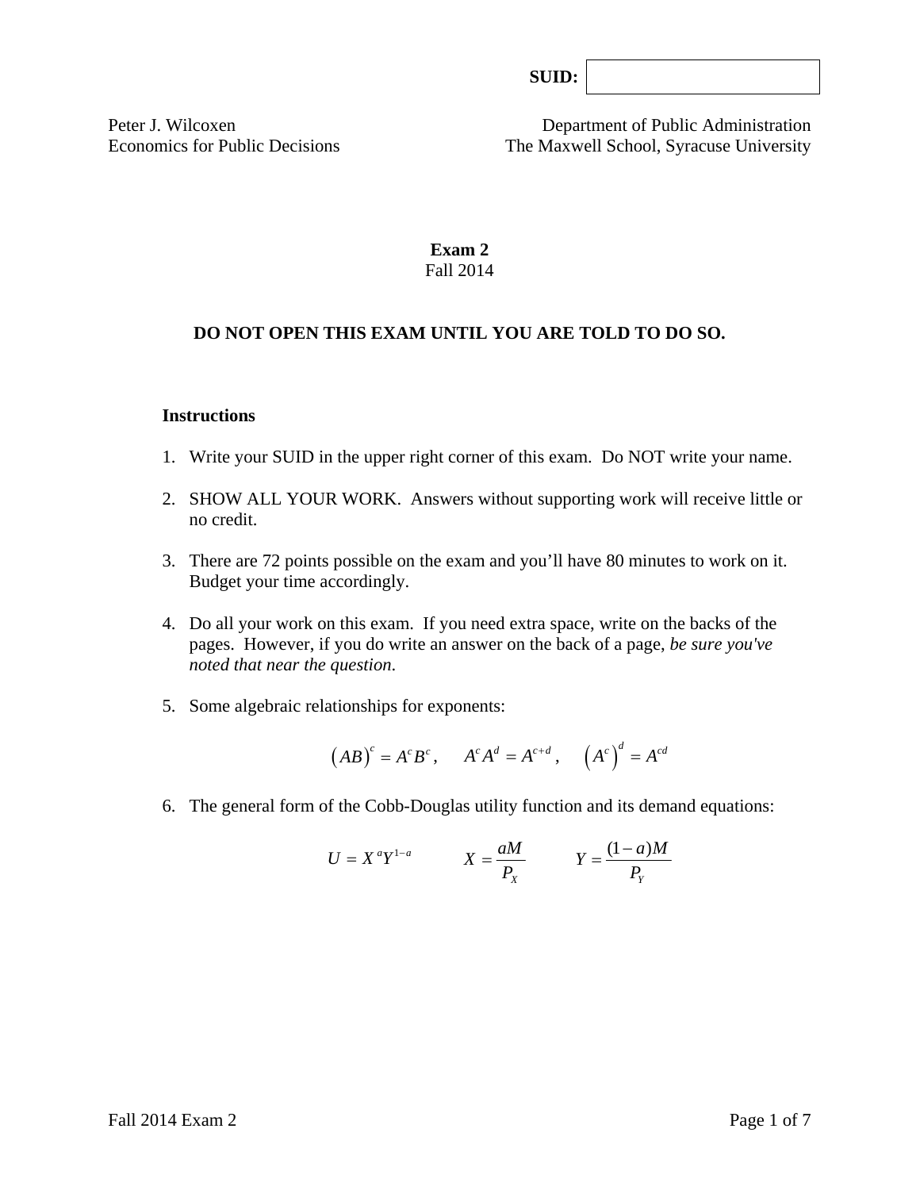**SUID:**

Peter J. Wilcoxen
Economics for Public Decisions

Department of Public Administration
The Maxwell School, Syracuse University

# Exam 2

Fall 2014

**DO NOT OPEN THIS EXAM UNTIL YOU ARE TOLD TO DO SO.**

**Instructions**

1. Write your SUID in the upper right corner of this exam. Do NOT write your name.

2. SHOW ALL YOUR WORK. Answers without supporting work will receive little or no credit.

3. There are 72 points possible on the exam and you'll have 80 minutes to work on it. Budget your time accordingly.

4. Do all your work on this exam. If you need extra space, write on the backs of the pages. However, if you do write an answer on the back of a page, *be sure you've noted that near the question*.

5. Some algebraic relationships for exponents:

$$(AB)^c = A^c B^c, \quad A^c A^d = A^{c+d}, \quad \left(A^c\right)^d = A^{cd}$$

6. The general form of the Cobb-Douglas utility function and its demand equations:

$$U = X^a Y^{1-a} \qquad X = \frac{aM}{P_X} \qquad Y = \frac{(1-a)M}{P_Y}$$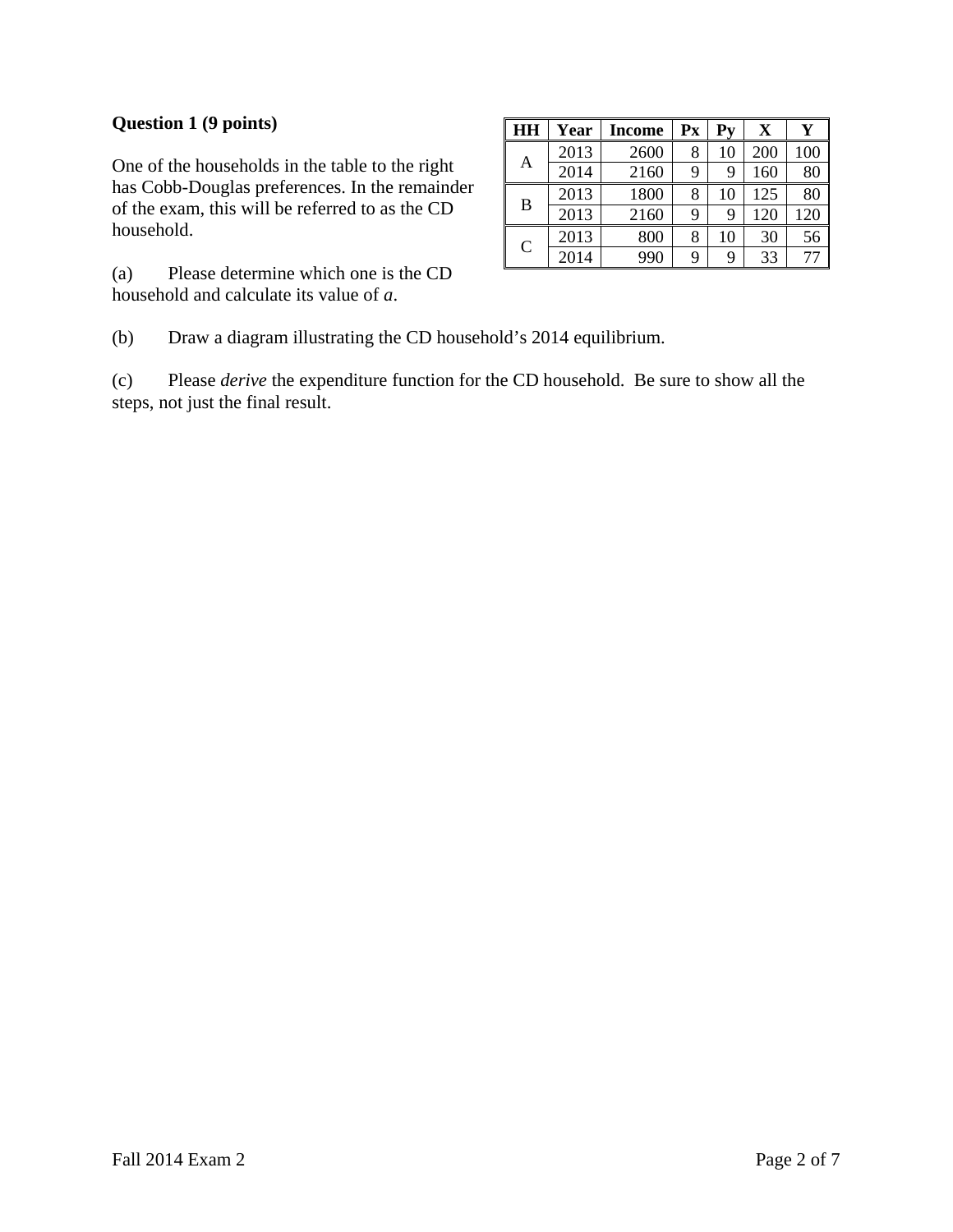**Question 1 (9 points)**

One of the households in the table to the right has Cobb-Douglas preferences. In the remainder of the exam, this will be referred to as the CD household.

| HH | Year | Income | Px | Py | X | Y |
|---|---|---|---|---|---|---|
| A | 2013 | 2600 | 8 | 10 | 200 | 100 |
| | 2014 | 2160 | 9 | 9 | 160 | 80 |
| B | 2013 | 1800 | 8 | 10 | 125 | 80 |
| | 2013 | 2160 | 9 | 9 | 120 | 120 |
| C | 2013 | 800 | 8 | 10 | 30 | 56 |
| | 2014 | 990 | 9 | 9 | 33 | 77 |

(a) Please determine which one is the CD household and calculate its value of *a*.

(b) Draw a diagram illustrating the CD household's 2014 equilibrium.

(c) Please *derive* the expenditure function for the CD household. Be sure to show all the steps, not just the final result.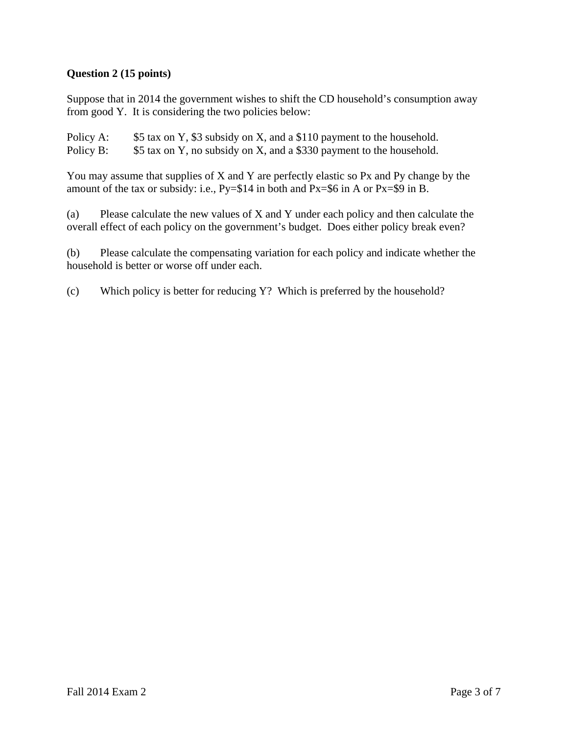**Question 2 (15 points)**

Suppose that in 2014 the government wishes to shift the CD household's consumption away from good Y. It is considering the two policies below:

Policy A: $5 tax on Y, $3 subsidy on X, and a $110 payment to the household.
Policy B: $5 tax on Y, no subsidy on X, and a $330 payment to the household.

You may assume that supplies of X and Y are perfectly elastic so Px and Py change by the amount of the tax or subsidy: i.e., Py=$14 in both and Px=$6 in A or Px=$9 in B.

(a) Please calculate the new values of X and Y under each policy and then calculate the overall effect of each policy on the government's budget. Does either policy break even?

(b) Please calculate the compensating variation for each policy and indicate whether the household is better or worse off under each.

(c) Which policy is better for reducing Y? Which is preferred by the household?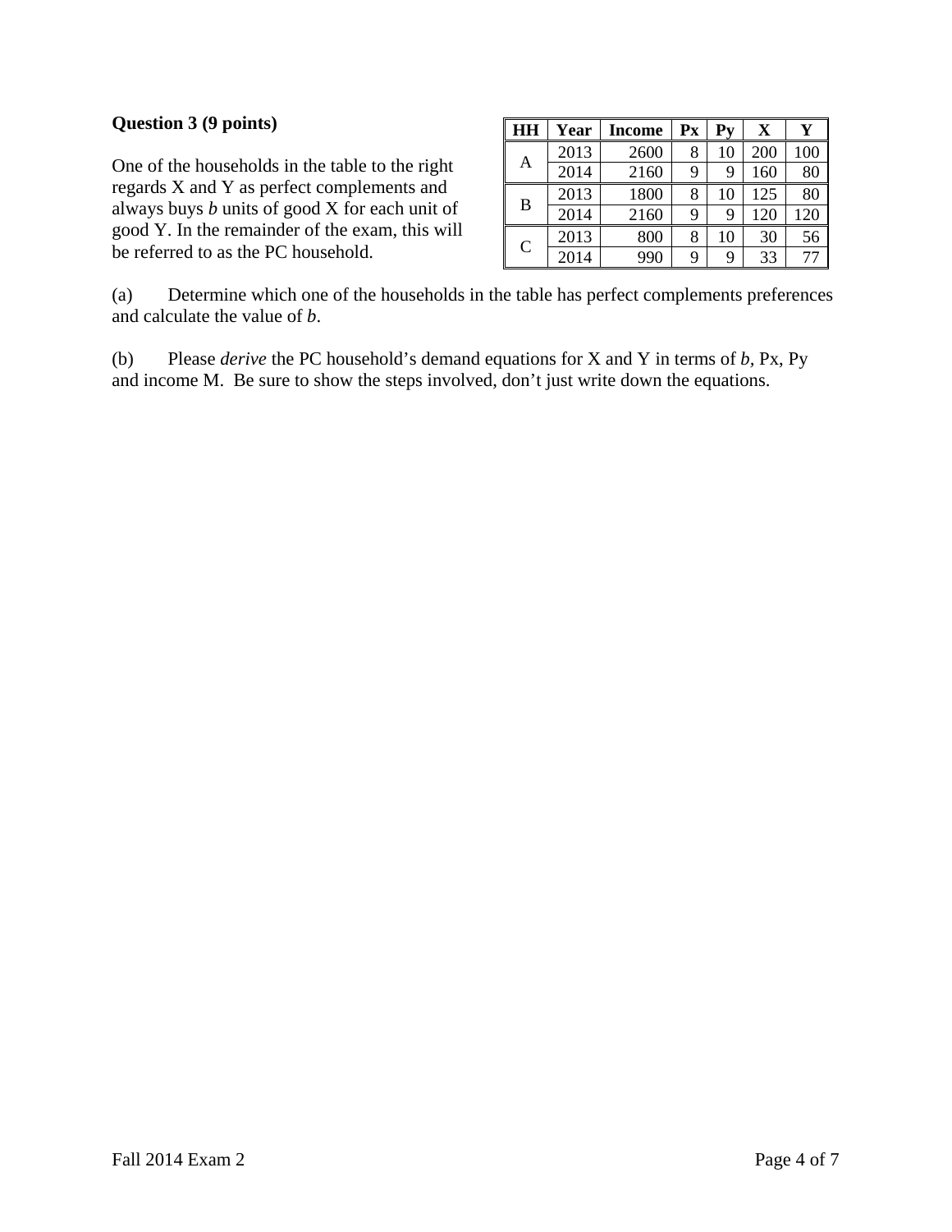**Question 3 (9 points)**

One of the households in the table to the right regards X and Y as perfect complements and always buys *b* units of good X for each unit of good Y. In the remainder of the exam, this will be referred to as the PC household.

| HH | Year | Income | Px | Py | X | Y |
|---|---|---|---|---|---|---|
| A | 2013 | 2600 | 8 | 10 | 200 | 100 |
| | 2014 | 2160 | 9 | 9 | 160 | 80 |
| B | 2013 | 1800 | 8 | 10 | 125 | 80 |
| | 2014 | 2160 | 9 | 9 | 120 | 120 |
| C | 2013 | 800 | 8 | 10 | 30 | 56 |
| | 2014 | 990 | 9 | 9 | 33 | 77 |

(a) Determine which one of the households in the table has perfect complements preferences and calculate the value of *b*.

(b) Please *derive* the PC household's demand equations for X and Y in terms of *b*, Px, Py and income M. Be sure to show the steps involved, don't just write down the equations.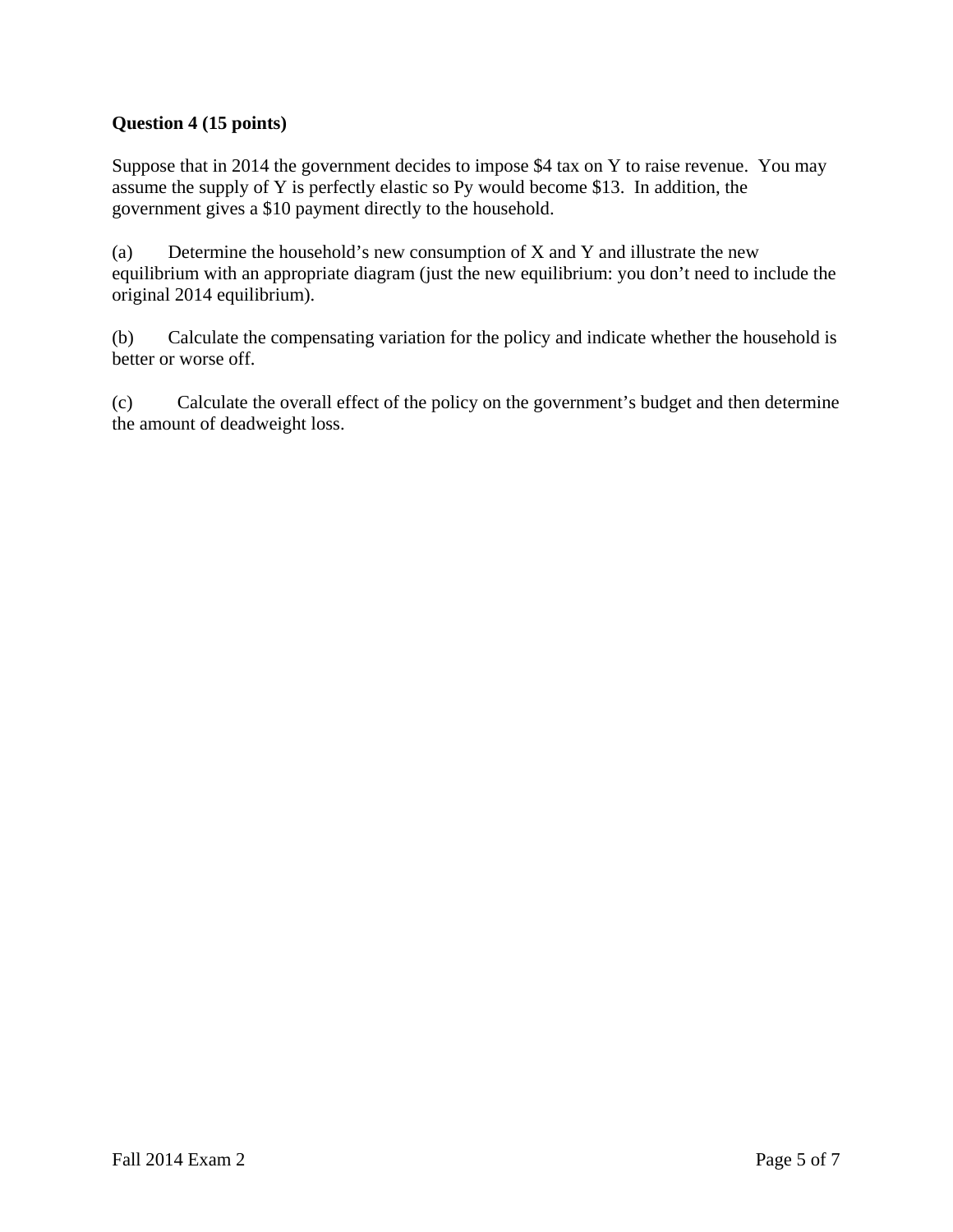**Question 4 (15 points)**

Suppose that in 2014 the government decides to impose \$4 tax on Y to raise revenue. You may assume the supply of Y is perfectly elastic so Py would become \$13. In addition, the government gives a \$10 payment directly to the household.

(a) Determine the household's new consumption of X and Y and illustrate the new equilibrium with an appropriate diagram (just the new equilibrium: you don't need to include the original 2014 equilibrium).

(b) Calculate the compensating variation for the policy and indicate whether the household is better or worse off.

(c) Calculate the overall effect of the policy on the government's budget and then determine the amount of deadweight loss.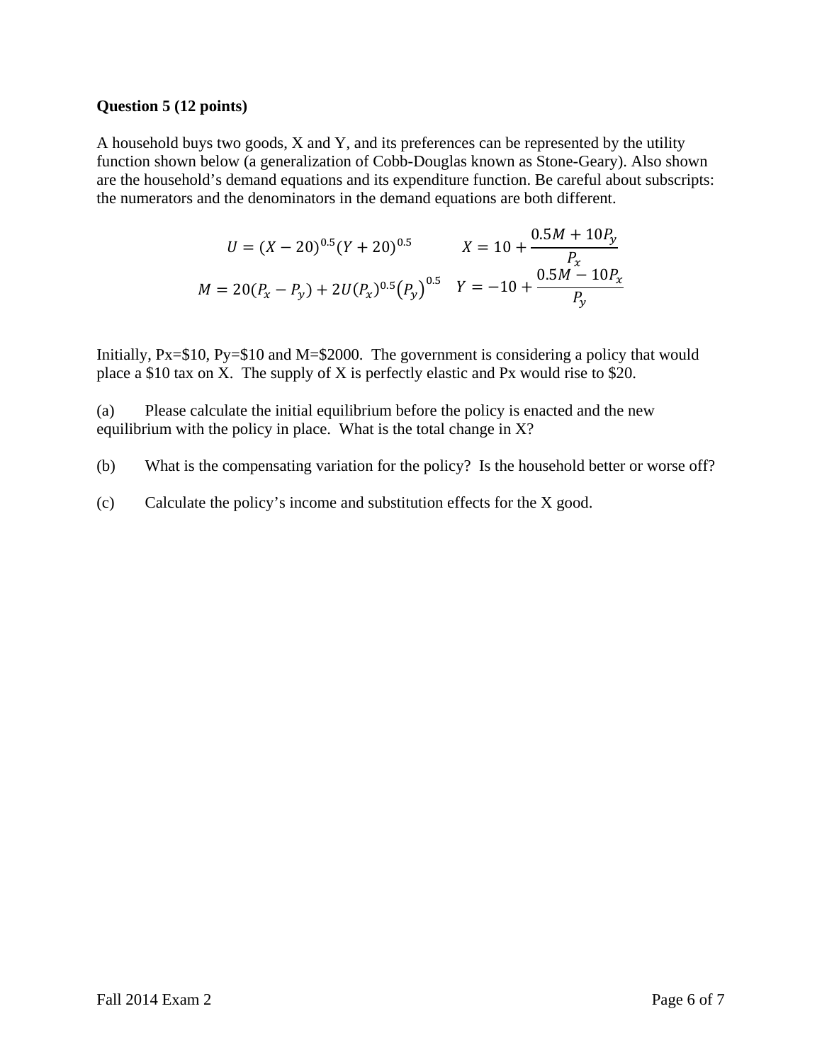**Question 5 (12 points)**

A household buys two goods, X and Y, and its preferences can be represented by the utility function shown below (a generalization of Cobb-Douglas known as Stone-Geary). Also shown are the household's demand equations and its expenditure function. Be careful about subscripts: the numerators and the denominators in the demand equations are both different.

$$U = (X - 20)^{0.5}(Y + 20)^{0.5} \qquad X = 10 + \frac{0.5M + 10P_y}{P_x}$$

$$M = 20(P_x - P_y) + 2U(P_x)^{0.5}(P_y)^{0.5} \quad Y = -10 + \frac{0.5M - 10P_x}{P_y}$$

Initially, Px=\$10, Py=\$10 and M=\$2000. The government is considering a policy that would place a \$10 tax on X. The supply of X is perfectly elastic and Px would rise to \$20.

(a) Please calculate the initial equilibrium before the policy is enacted and the new equilibrium with the policy in place. What is the total change in X?

(b) What is the compensating variation for the policy? Is the household better or worse off?

(c) Calculate the policy's income and substitution effects for the X good.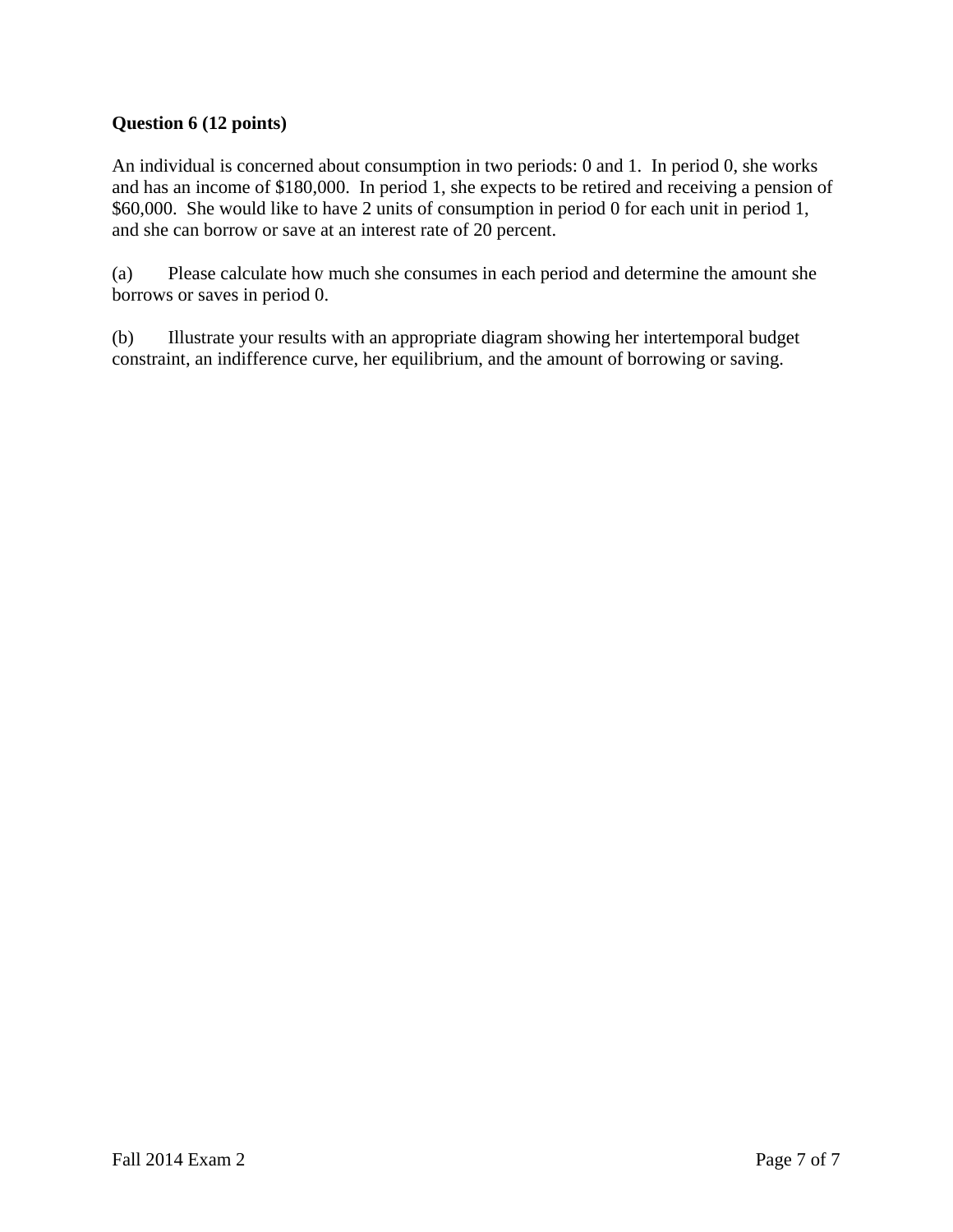**Question 6 (12 points)**

An individual is concerned about consumption in two periods: 0 and 1. In period 0, she works and has an income of $180,000. In period 1, she expects to be retired and receiving a pension of $60,000. She would like to have 2 units of consumption in period 0 for each unit in period 1, and she can borrow or save at an interest rate of 20 percent.

(a) Please calculate how much she consumes in each period and determine the amount she borrows or saves in period 0.

(b) Illustrate your results with an appropriate diagram showing her intertemporal budget constraint, an indifference curve, her equilibrium, and the amount of borrowing or saving.